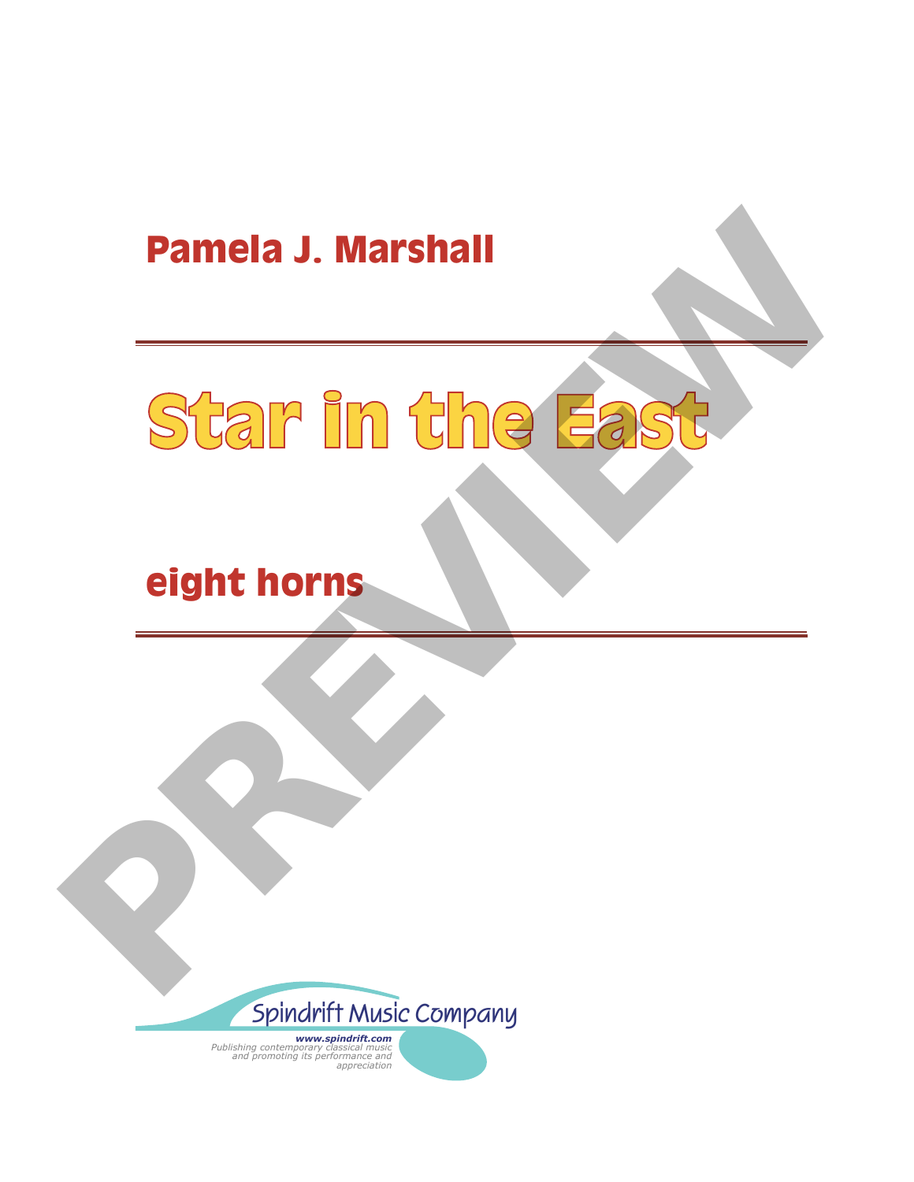## Pamela J. Marshall

# Star in the East

## eight horns

Spindrift Music Company

***www.spindrift.com***
*Publishing contemporary classical music and promoting its performance and appreciation*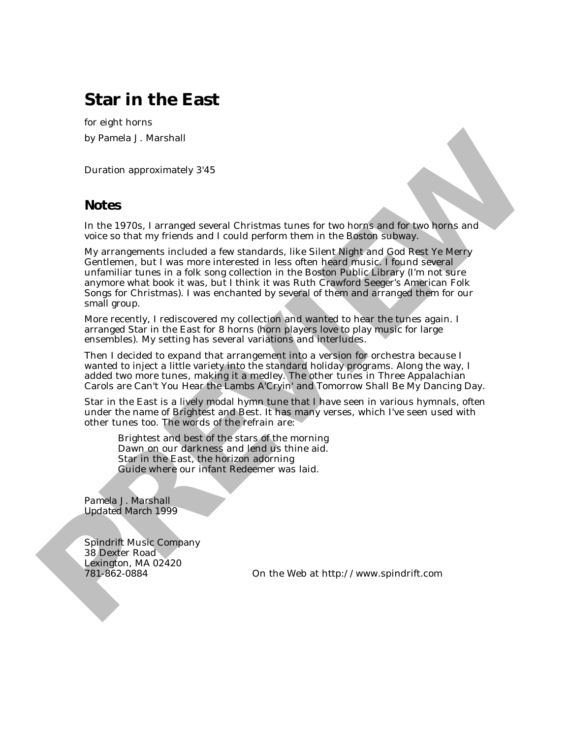# Star in the East

for eight horns

by Pamela J. Marshall

Duration approximately 3'45

## Notes

In the 1970s, I arranged several Christmas tunes for two horns and for two horns and voice so that my friends and I could perform them in the Boston subway.

My arrangements included a few standards, like Silent Night and God Rest Ye Merry Gentlemen, but I was more interested in less often heard music. I found several unfamiliar tunes in a folk song collection in the Boston Public Library (I'm not sure anymore what book it was, but I think it was Ruth Crawford Seeger's American Folk Songs for Christmas). I was enchanted by several of them and arranged them for our small group.

More recently, I rediscovered my collection and wanted to hear the tunes again. I arranged Star in the East for 8 horns (horn players love to play music for large ensembles). My setting has several variations and interludes.

Then I decided to expand that arrangement into a version for orchestra because I wanted to inject a little variety into the standard holiday programs. Along the way, I added two more tunes, making it a medley. The other tunes in Three Appalachian Carols are Can't You Hear the Lambs A'Cryin' and Tomorrow Shall Be My Dancing Day.

Star in the East is a lively modal hymn tune that I have seen in various hymnals, often under the name of Brightest and Best. It has many verses, which I've seen used with other tunes too. The words of the refrain are:

> Brightest and best of the stars of the morning
> Dawn on our darkness and lend us thine aid.
> Star in the East, the horizon adorning
> Guide where our infant Redeemer was laid.

Pamela J. Marshall
Updated March 1999

Spindrift Music Company
38 Dexter Road
Lexington, MA 02420
781-862-0884

On the Web at http://www.spindrift.com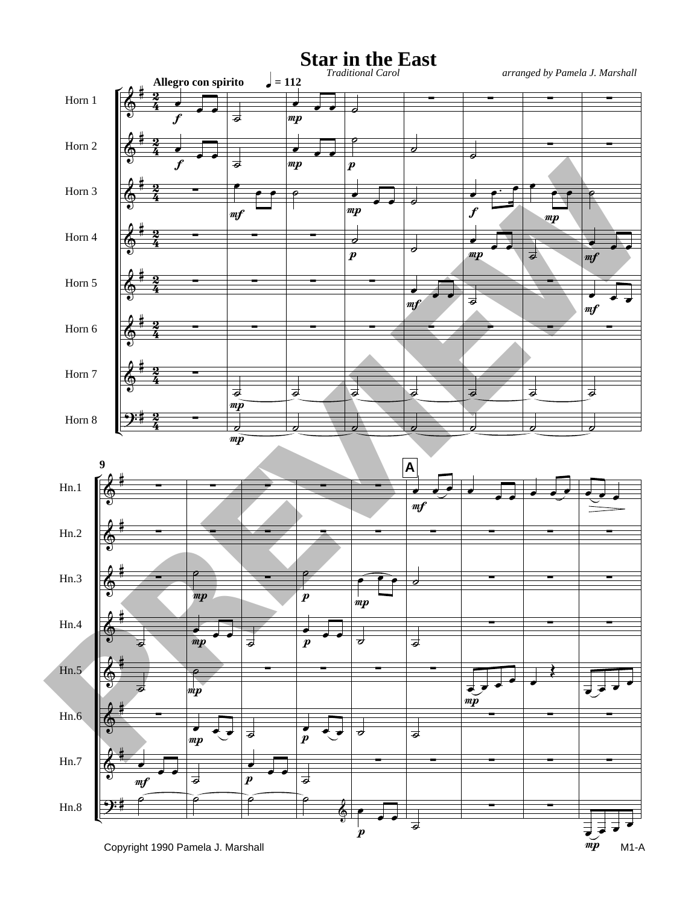# Star in the East

*Traditional Carol*

*arranged by Pamela J. Marshall*

**Allegro con spirito** ♩ = 112

Horn 1, Horn 2, Horn 3, Horn 4, Horn 5, Horn 6, Horn 7, Horn 8

Copyright 1990 Pamela J. Marshall

M1-A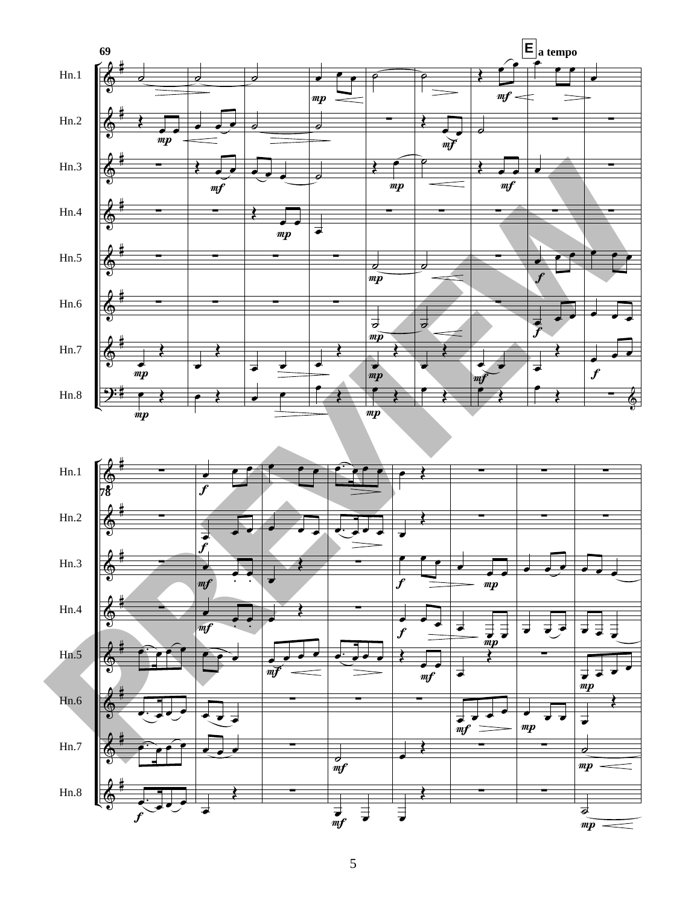69

**E** a tempo

Hn.1

Hn.2

Hn.3

Hn.4

Hn.5

Hn.6

Hn.7

Hn.8

78

Hn.1

Hn.2

Hn.3

Hn.4

Hn.5

Hn.6

Hn.7

Hn.8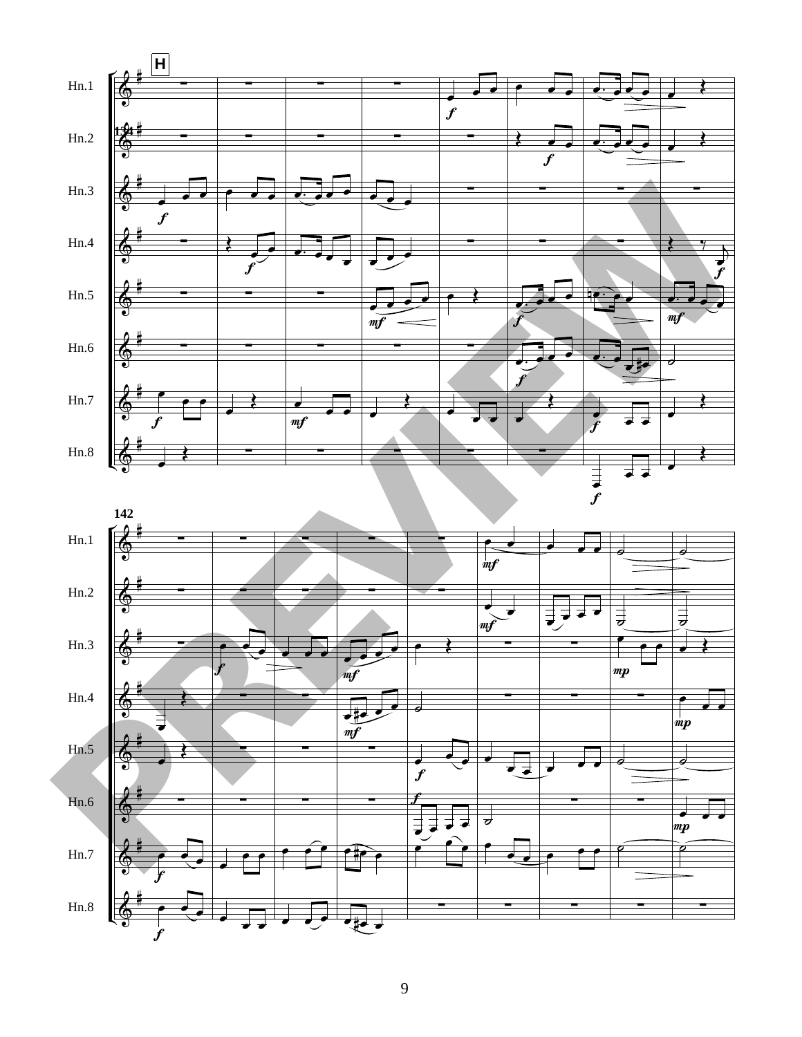H

134

Hn.1

Hn.2

Hn.3

Hn.4

Hn.5

Hn.6

Hn.7

Hn.8

142

Hn.1

Hn.2

Hn.3

Hn.4

Hn.5

Hn.6

Hn.7

Hn.8